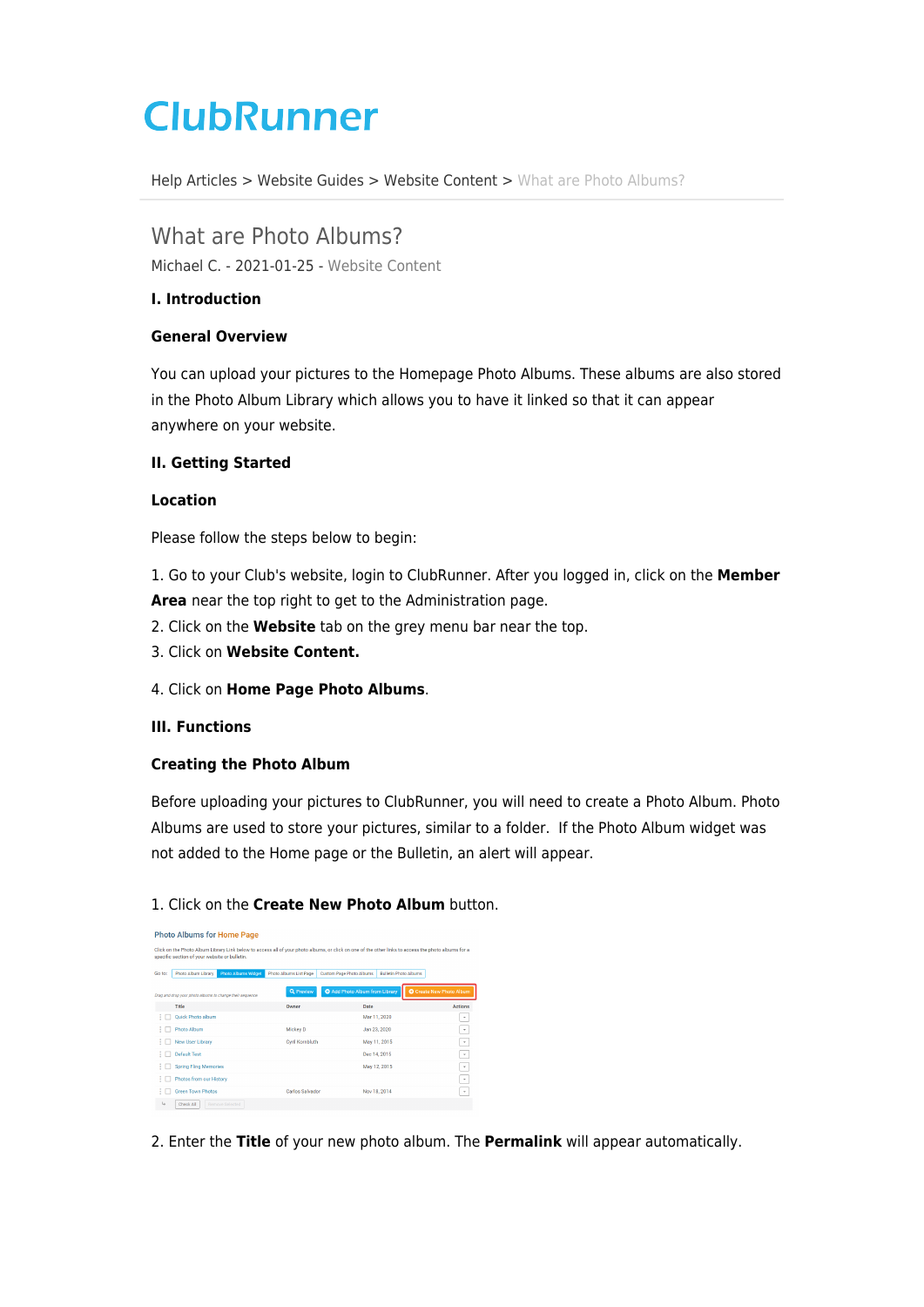# ClubRunner

Help Articles > Website Guides > Website Content > What are Photo Albums?

## What are Photo Albums?

Michael C. - 2021-01-25 - Website Content

**I. Introduction**

**General Overview**

You can upload your pictures to the Homepage Photo Albums. These albums are also stored in the Photo Album Library which allows you to have it linked so that it can appear anywhere on your website.

**II. Getting Started**

**Location**

Please follow the steps below to begin:

1. Go to your Club's website, login to ClubRunner. After you logged in, click on the **Member Area** near the top right to get to the Administration page.
2. Click on the **Website** tab on the grey menu bar near the top.
3. Click on **Website Content.**

4. Click on **Home Page Photo Albums**.

**III. Functions**

**Creating the Photo Album**

Before uploading your pictures to ClubRunner, you will need to create a Photo Album. Photo Albums are used to store your pictures, similar to a folder.  If the Photo Album widget was not added to the Home page or the Bulletin, an alert will appear.

1. Click on the **Create New Photo Album** button.

2. Enter the **Title** of your new photo album. The **Permalink** will appear automatically.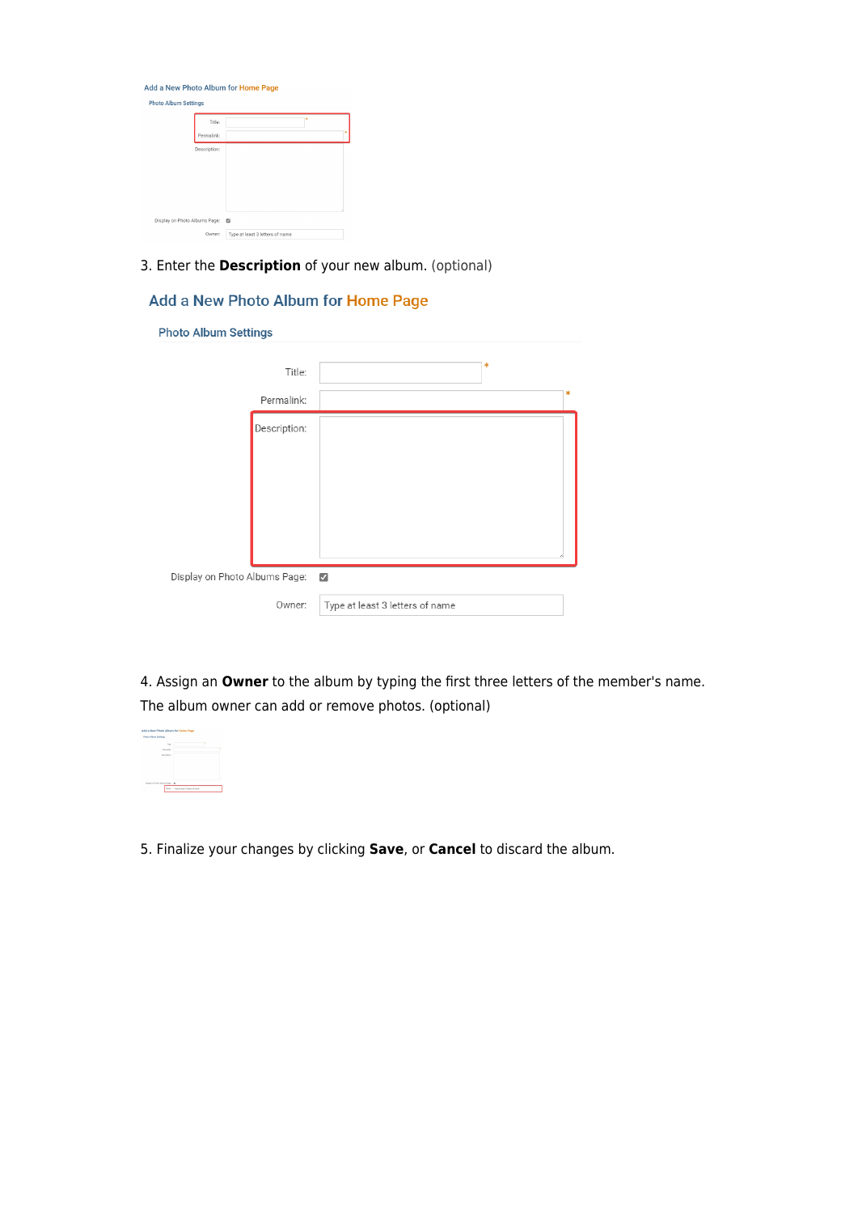3. Enter the **Description** of your new album. (optional)

4. Assign an **Owner** to the album by typing the first three letters of the member's name. The album owner can add or remove photos. (optional)

5. Finalize your changes by clicking **Save**, or **Cancel** to discard the album.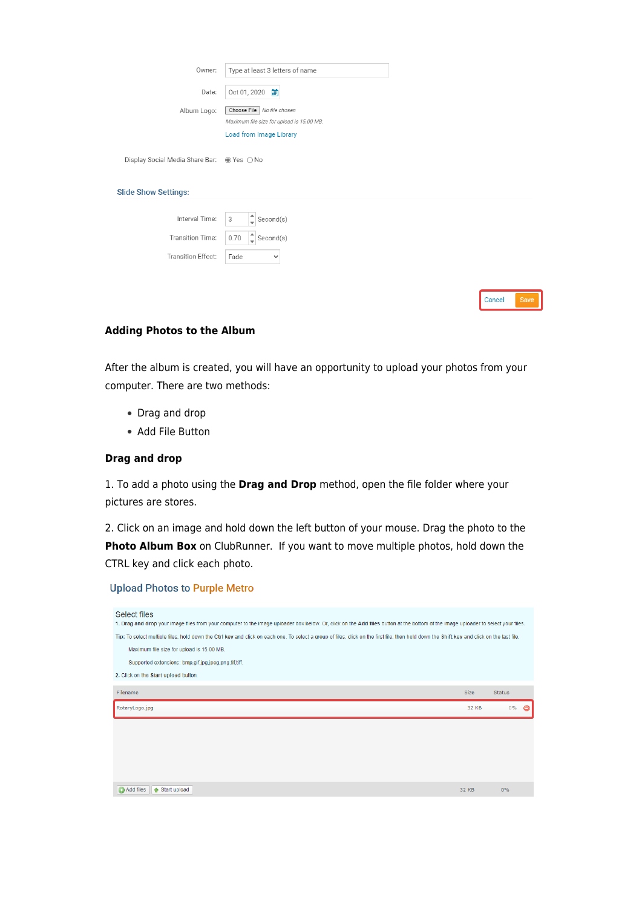Owner: Type at least 3 letters of name

Date: Oct 01, 2020

Album Logo: Choose File No file chosen

Maximum file size for upload is 15.00 MB.

Load from Image Library

Display Social Media Share Bar: Yes No

Slide Show Settings:

Interval Time: 3 Second(s)

Transition Time: 0.70 Second(s)

Transition Effect: Fade

Cancel Save

### Adding Photos to the Album

After the album is created, you will have an opportunity to upload your photos from your computer. There are two methods:

- Drag and drop
- Add File Button

### Drag and drop

1. To add a photo using the **Drag and Drop** method, open the file folder where your pictures are stores.

2. Click on an image and hold down the left button of your mouse. Drag the photo to the **Photo Album Box** on ClubRunner. If you want to move multiple photos, hold down the CTRL key and click each photo.

Upload Photos to Purple Metro

Select files

1. **Drag and drop** your image files from your computer to the image uploader box below. Or, click on the **Add files** button at the bottom of the image uploader to select your files.

**Tip:** To select multiple files, hold down the **Ctrl key** and click on each one. To select a group of files, click on the first file, then hold down the **Shift key** and click on the last file.

Maximum file size for upload is 15.00 MB.

Supported extensions: bmp,gif,jpg,jpeg,png,tif,tiff

2. Click on the **Start upload** button.

| Filename | Size | Status |
|---|---|---|
| RotaryLogo.jpg | 32 KB | 0% |

Add files Start upload 32 KB 0%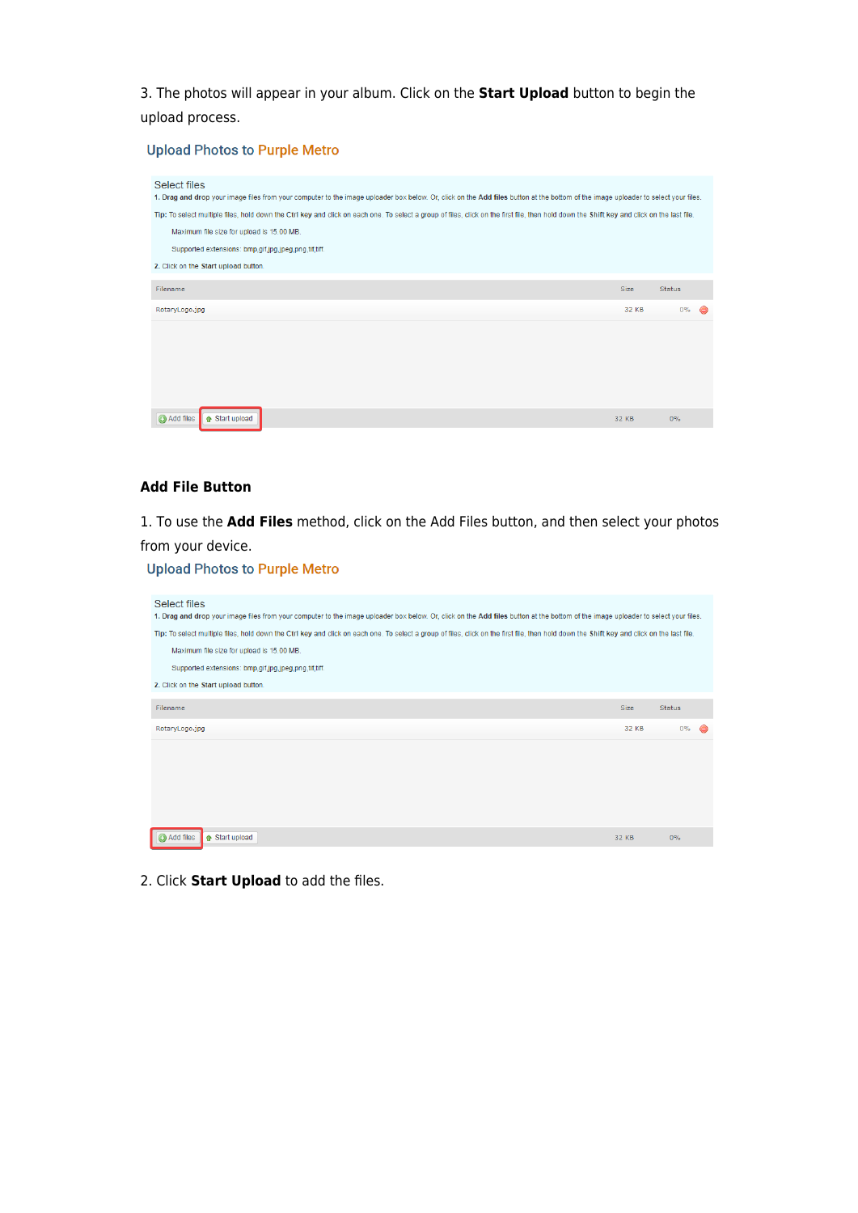3. The photos will appear in your album. Click on the **Start Upload** button to begin the upload process.

Upload Photos to Purple Metro

Select files

1. **Drag and drop** your image files from your computer to the image uploader box below. Or, click on the **Add files** button at the bottom of the image uploader to select your files.

**Tip:** To select multiple files, hold down the **Ctrl** key and click on each one. To select a group of files, click on the first file, then hold down the **Shift** key and click on the last file.

Maximum file size for upload is 15.00 MB.

Supported extensions: bmp,gif,jpg,jpeg,png,tif,tiff.

2. Click on the **Start** upload button.

| Filename | Size | Status |
| --- | --- | --- |
| RotaryLogo.jpg | 32 KB | 0% |

Add files | Start upload | 32 KB | 0%

**Add File Button**

1. To use the **Add Files** method, click on the Add Files button, and then select your photos from your device.

Upload Photos to Purple Metro

Select files

1. **Drag and drop** your image files from your computer to the image uploader box below. Or, click on the **Add files** button at the bottom of the image uploader to select your files.

**Tip:** To select multiple files, hold down the **Ctrl** key and click on each one. To select a group of files, click on the first file, then hold down the **Shift** key and click on the last file.

Maximum file size for upload is 15.00 MB.

Supported extensions: bmp,gif,jpg,jpeg,png,tif,tiff.

2. Click on the **Start** upload button.

| Filename | Size | Status |
| --- | --- | --- |
| RotaryLogo.jpg | 32 KB | 0% |

Add files | Start upload | 32 KB | 0%

2. Click **Start Upload** to add the files.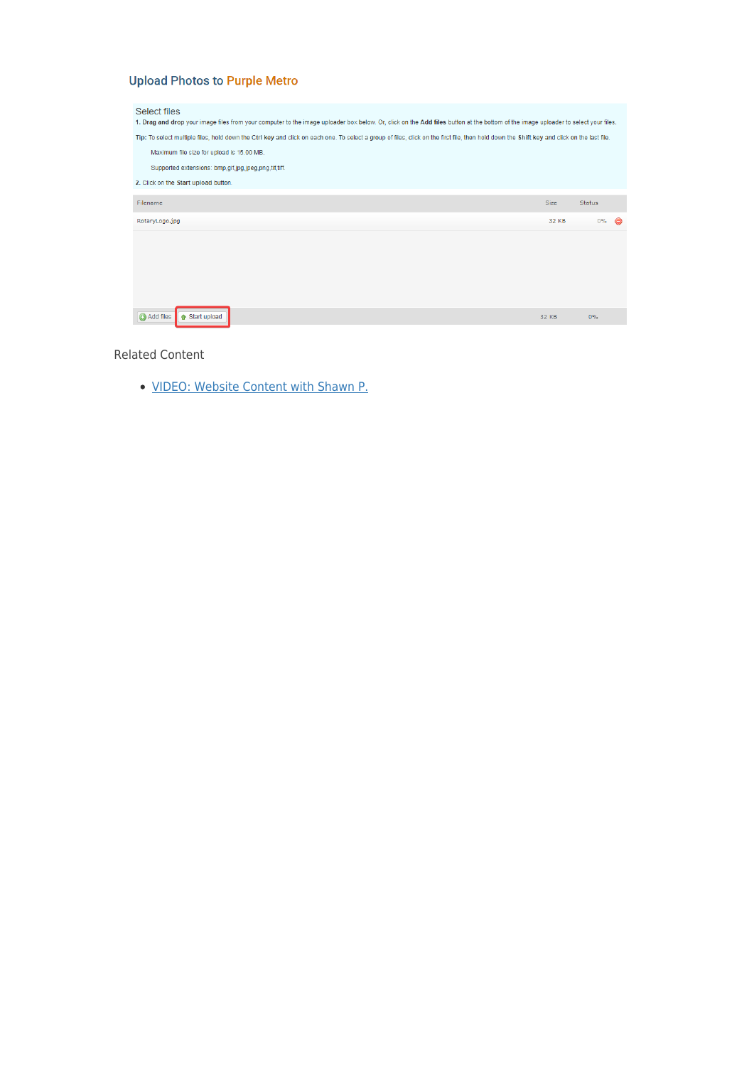### Upload Photos to Purple Metro

Select files

1. **Drag and drop** your image files from your computer to the image uploader box below. Or, click on the **Add files** button at the bottom of the image uploader to select your files.

**Tip:** To select multiple files, hold down the Ctrl key and click on each one. To select a group of files, click on the first file, then hold down the Shift key and click on the last file.

Maximum file size for upload is 15.00 MB.

Supported extensions: bmp,gif,jpg,jpeg,png,tif,tiff

2. Click on the **Start** upload button.

| Filename | Size | Status |
|---|---|---|
| RotaryLogo.jpg | 32 KB | 0% |

Add files | Start upload | 32 KB | 0%

Related Content

- VIDEO: Website Content with Shawn P.